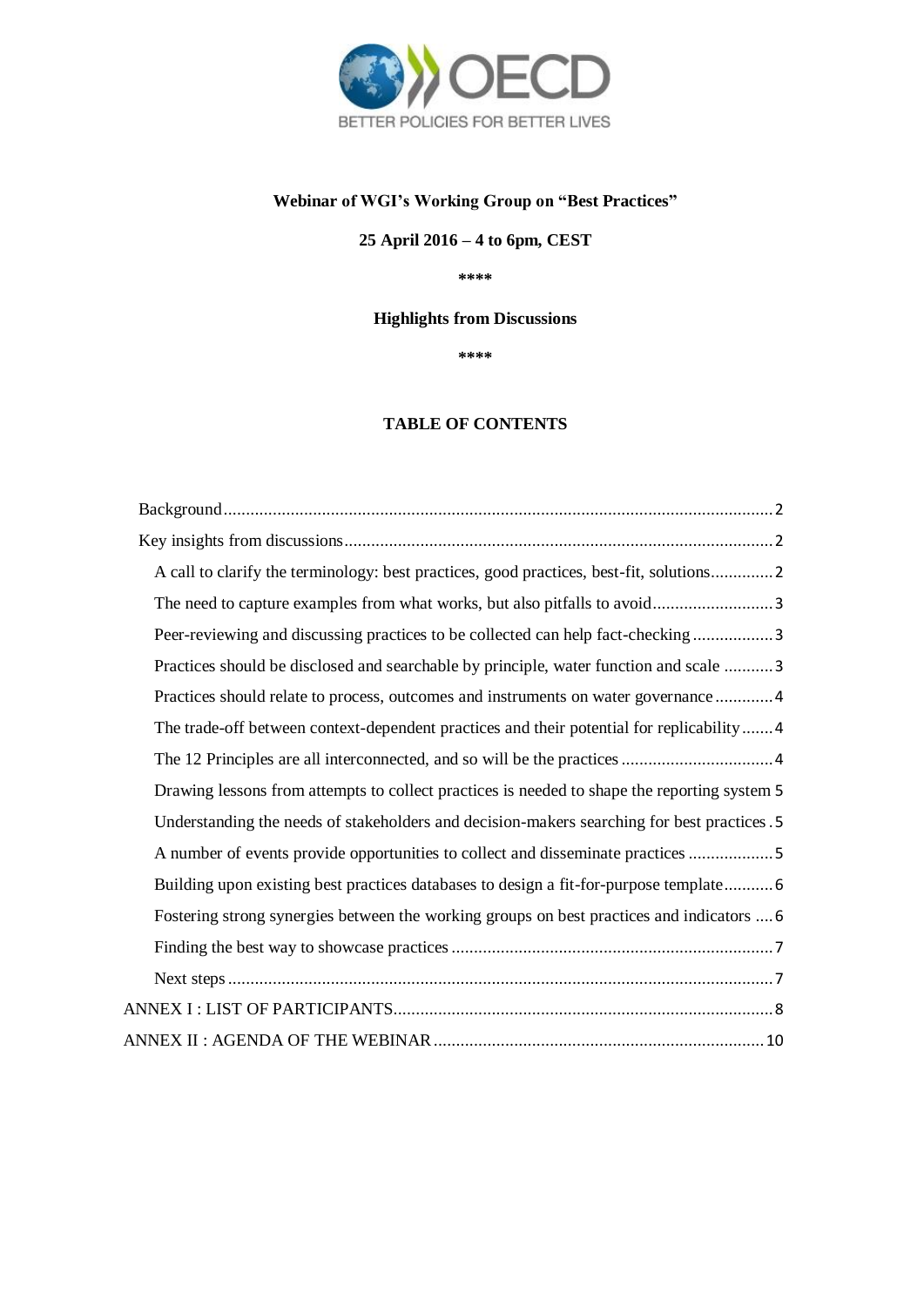**Webinar of WGI's Working Group on "Best Practices"**

**25 April 2016 – 4 to 6pm, CEST**

\*\*\*\*

**Highlights from Discussions**

\*\*\*\*

**TABLE OF CONTENTS**

- Background ........ 2
- Key insights from discussions ........ 2
  - A call to clarify the terminology: best practices, good practices, best-fit, solutions ........ 2
  - The need to capture examples from what works, but also pitfalls to avoid ........ 3
  - Peer-reviewing and discussing practices to be collected can help fact-checking ........ 3
  - Practices should be disclosed and searchable by principle, water function and scale ........ 3
  - Practices should relate to process, outcomes and instruments on water governance ........ 4
  - The trade-off between context-dependent practices and their potential for replicability ........ 4
  - The 12 Principles are all interconnected, and so will be the practices ........ 4
  - Drawing lessons from attempts to collect practices is needed to shape the reporting system 5
  - Understanding the needs of stakeholders and decision-makers searching for best practices . 5
  - A number of events provide opportunities to collect and disseminate practices ........ 5
  - Building upon existing best practices databases to design a fit-for-purpose template ........ 6
  - Fostering strong synergies between the working groups on best practices and indicators .... 6
  - Finding the best way to showcase practices ........ 7
  - Next steps ........ 7
- ANNEX I : LIST OF PARTICIPANTS ........ 8
- ANNEX II : AGENDA OF THE WEBINAR ........ 10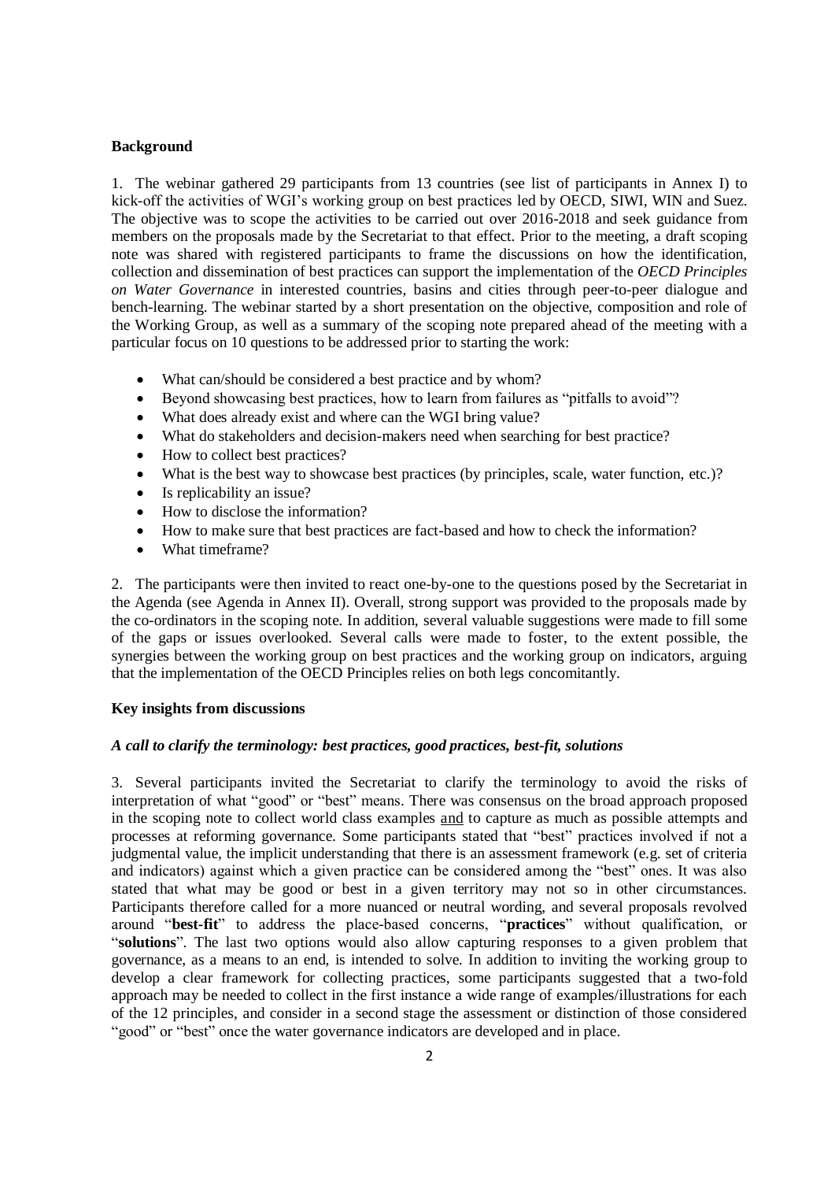### Background

1. The webinar gathered 29 participants from 13 countries (see list of participants in Annex I) to kick-off the activities of WGI's working group on best practices led by OECD, SIWI, WIN and Suez. The objective was to scope the activities to be carried out over 2016-2018 and seek guidance from members on the proposals made by the Secretariat to that effect. Prior to the meeting, a draft scoping note was shared with registered participants to frame the discussions on how the identification, collection and dissemination of best practices can support the implementation of the *OECD Principles on Water Governance* in interested countries, basins and cities through peer-to-peer dialogue and bench-learning. The webinar started by a short presentation on the objective, composition and role of the Working Group, as well as a summary of the scoping note prepared ahead of the meeting with a particular focus on 10 questions to be addressed prior to starting the work:

- What can/should be considered a best practice and by whom?
- Beyond showcasing best practices, how to learn from failures as "pitfalls to avoid"?
- What does already exist and where can the WGI bring value?
- What do stakeholders and decision-makers need when searching for best practice?
- How to collect best practices?
- What is the best way to showcase best practices (by principles, scale, water function, etc.)?
- Is replicability an issue?
- How to disclose the information?
- How to make sure that best practices are fact-based and how to check the information?
- What timeframe?

2. The participants were then invited to react one-by-one to the questions posed by the Secretariat in the Agenda (see Agenda in Annex II). Overall, strong support was provided to the proposals made by the co-ordinators in the scoping note. In addition, several valuable suggestions were made to fill some of the gaps or issues overlooked. Several calls were made to foster, to the extent possible, the synergies between the working group on best practices and the working group on indicators, arguing that the implementation of the OECD Principles relies on both legs concomitantly.

### Key insights from discussions

#### *A call to clarify the terminology: best practices, good practices, best-fit, solutions*

3. Several participants invited the Secretariat to clarify the terminology to avoid the risks of interpretation of what "good" or "best" means. There was consensus on the broad approach proposed in the scoping note to collect world class examples and to capture as much as possible attempts and processes at reforming governance. Some participants stated that "best" practices involved if not a judgmental value, the implicit understanding that there is an assessment framework (e.g. set of criteria and indicators) against which a given practice can be considered among the "best" ones. It was also stated that what may be good or best in a given territory may not so in other circumstances. Participants therefore called for a more nuanced or neutral wording, and several proposals revolved around "**best-fit**" to address the place-based concerns, "**practices**" without qualification, or "**solutions**". The last two options would also allow capturing responses to a given problem that governance, as a means to an end, is intended to solve. In addition to inviting the working group to develop a clear framework for collecting practices, some participants suggested that a two-fold approach may be needed to collect in the first instance a wide range of examples/illustrations for each of the 12 principles, and consider in a second stage the assessment or distinction of those considered "good" or "best" once the water governance indicators are developed and in place.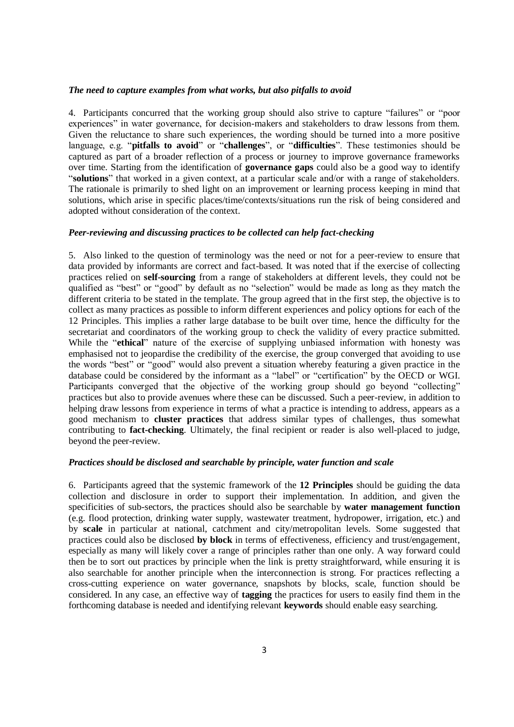***The need to capture examples from what works, but also pitfalls to avoid***

4. Participants concurred that the working group should also strive to capture "failures" or "poor experiences" in water governance, for decision-makers and stakeholders to draw lessons from them. Given the reluctance to share such experiences, the wording should be turned into a more positive language, e.g. "**pitfalls to avoid**" or "**challenges**", or "**difficulties**". These testimonies should be captured as part of a broader reflection of a process or journey to improve governance frameworks over time. Starting from the identification of **governance gaps** could also be a good way to identify "**solutions**" that worked in a given context, at a particular scale and/or with a range of stakeholders. The rationale is primarily to shed light on an improvement or learning process keeping in mind that solutions, which arise in specific places/time/contexts/situations run the risk of being considered and adopted without consideration of the context.

***Peer-reviewing and discussing practices to be collected can help fact-checking***

5. Also linked to the question of terminology was the need or not for a peer-review to ensure that data provided by informants are correct and fact-based. It was noted that if the exercise of collecting practices relied on **self-sourcing** from a range of stakeholders at different levels, they could not be qualified as "best" or "good" by default as no "selection" would be made as long as they match the different criteria to be stated in the template. The group agreed that in the first step, the objective is to collect as many practices as possible to inform different experiences and policy options for each of the 12 Principles. This implies a rather large database to be built over time, hence the difficulty for the secretariat and coordinators of the working group to check the validity of every practice submitted. While the "**ethical**" nature of the exercise of supplying unbiased information with honesty was emphasised not to jeopardise the credibility of the exercise, the group converged that avoiding to use the words "best" or "good" would also prevent a situation whereby featuring a given practice in the database could be considered by the informant as a "label" or "certification" by the OECD or WGI. Participants converged that the objective of the working group should go beyond "collecting" practices but also to provide avenues where these can be discussed. Such a peer-review, in addition to helping draw lessons from experience in terms of what a practice is intending to address, appears as a good mechanism to **cluster practices** that address similar types of challenges, thus somewhat contributing to **fact-checking**. Ultimately, the final recipient or reader is also well-placed to judge, beyond the peer-review.

***Practices should be disclosed and searchable by principle, water function and scale***

6. Participants agreed that the systemic framework of the **12 Principles** should be guiding the data collection and disclosure in order to support their implementation. In addition, and given the specificities of sub-sectors, the practices should also be searchable by **water management function** (e.g. flood protection, drinking water supply, wastewater treatment, hydropower, irrigation, etc.) and by **scale** in particular at national, catchment and city/metropolitan levels. Some suggested that practices could also be disclosed **by block** in terms of effectiveness, efficiency and trust/engagement, especially as many will likely cover a range of principles rather than one only. A way forward could then be to sort out practices by principle when the link is pretty straightforward, while ensuring it is also searchable for another principle when the interconnection is strong. For practices reflecting a cross-cutting experience on water governance, snapshots by blocks, scale, function should be considered. In any case, an effective way of **tagging** the practices for users to easily find them in the forthcoming database is needed and identifying relevant **keywords** should enable easy searching.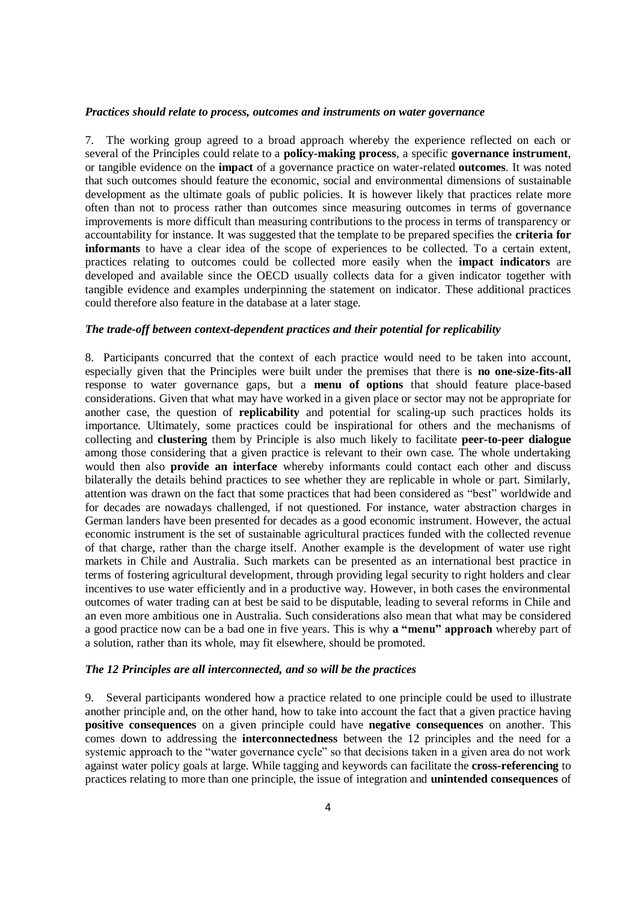### *Practices should relate to process, outcomes and instruments on water governance*

7. The working group agreed to a broad approach whereby the experience reflected on each or several of the Principles could relate to a **policy-making process**, a specific **governance instrument**, or tangible evidence on the **impact** of a governance practice on water-related **outcomes**. It was noted that such outcomes should feature the economic, social and environmental dimensions of sustainable development as the ultimate goals of public policies. It is however likely that practices relate more often than not to process rather than outcomes since measuring outcomes in terms of governance improvements is more difficult than measuring contributions to the process in terms of transparency or accountability for instance. It was suggested that the template to be prepared specifies the **criteria for informants** to have a clear idea of the scope of experiences to be collected. To a certain extent, practices relating to outcomes could be collected more easily when the **impact indicators** are developed and available since the OECD usually collects data for a given indicator together with tangible evidence and examples underpinning the statement on indicator. These additional practices could therefore also feature in the database at a later stage.

### *The trade-off between context-dependent practices and their potential for replicability*

8. Participants concurred that the context of each practice would need to be taken into account, especially given that the Principles were built under the premises that there is **no one-size-fits-all** response to water governance gaps, but a **menu of options** that should feature place-based considerations. Given that what may have worked in a given place or sector may not be appropriate for another case, the question of **replicability** and potential for scaling-up such practices holds its importance. Ultimately, some practices could be inspirational for others and the mechanisms of collecting and **clustering** them by Principle is also much likely to facilitate **peer-to-peer dialogue** among those considering that a given practice is relevant to their own case. The whole undertaking would then also **provide an interface** whereby informants could contact each other and discuss bilaterally the details behind practices to see whether they are replicable in whole or part. Similarly, attention was drawn on the fact that some practices that had been considered as "best" worldwide and for decades are nowadays challenged, if not questioned. For instance, water abstraction charges in German landers have been presented for decades as a good economic instrument. However, the actual economic instrument is the set of sustainable agricultural practices funded with the collected revenue of that charge, rather than the charge itself. Another example is the development of water use right markets in Chile and Australia. Such markets can be presented as an international best practice in terms of fostering agricultural development, through providing legal security to right holders and clear incentives to use water efficiently and in a productive way. However, in both cases the environmental outcomes of water trading can at best be said to be disputable, leading to several reforms in Chile and an even more ambitious one in Australia. Such considerations also mean that what may be considered a good practice now can be a bad one in five years. This is why **a "menu" approach** whereby part of a solution, rather than its whole, may fit elsewhere, should be promoted.

### *The 12 Principles are all interconnected, and so will be the practices*

9. Several participants wondered how a practice related to one principle could be used to illustrate another principle and, on the other hand, how to take into account the fact that a given practice having **positive consequences** on a given principle could have **negative consequences** on another. This comes down to addressing the **interconnectedness** between the 12 principles and the need for a systemic approach to the "water governance cycle" so that decisions taken in a given area do not work against water policy goals at large. While tagging and keywords can facilitate the **cross-referencing** to practices relating to more than one principle, the issue of integration and **unintended consequences** of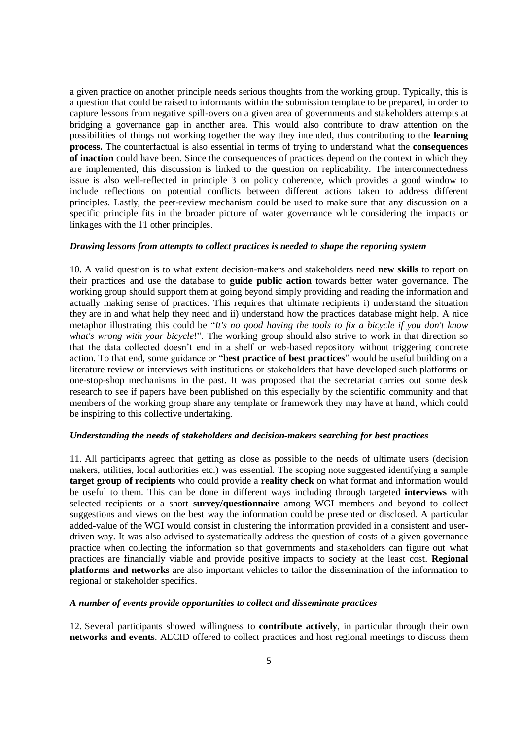a given practice on another principle needs serious thoughts from the working group. Typically, this is a question that could be raised to informants within the submission template to be prepared, in order to capture lessons from negative spill-overs on a given area of governments and stakeholders attempts at bridging a governance gap in another area. This would also contribute to draw attention on the possibilities of things not working together the way they intended, thus contributing to the **learning process.** The counterfactual is also essential in terms of trying to understand what the **consequences of inaction** could have been. Since the consequences of practices depend on the context in which they are implemented, this discussion is linked to the question on replicability. The interconnectedness issue is also well-reflected in principle 3 on policy coherence, which provides a good window to include reflections on potential conflicts between different actions taken to address different principles. Lastly, the peer-review mechanism could be used to make sure that any discussion on a specific principle fits in the broader picture of water governance while considering the impacts or linkages with the 11 other principles.

***Drawing lessons from attempts to collect practices is needed to shape the reporting system***

10. A valid question is to what extent decision-makers and stakeholders need **new skills** to report on their practices and use the database to **guide public action** towards better water governance. The working group should support them at going beyond simply providing and reading the information and actually making sense of practices. This requires that ultimate recipients i) understand the situation they are in and what help they need and ii) understand how the practices database might help. A nice metaphor illustrating this could be "*It's no good having the tools to fix a bicycle if you don't know what's wrong with your bicycle*!". The working group should also strive to work in that direction so that the data collected doesn't end in a shelf or web-based repository without triggering concrete action. To that end, some guidance or "**best practice of best practices**" would be useful building on a literature review or interviews with institutions or stakeholders that have developed such platforms or one-stop-shop mechanisms in the past. It was proposed that the secretariat carries out some desk research to see if papers have been published on this especially by the scientific community and that members of the working group share any template or framework they may have at hand, which could be inspiring to this collective undertaking.

***Understanding the needs of stakeholders and decision-makers searching for best practices***

11. All participants agreed that getting as close as possible to the needs of ultimate users (decision makers, utilities, local authorities etc.) was essential. The scoping note suggested identifying a sample **target group of recipients** who could provide a **reality check** on what format and information would be useful to them. This can be done in different ways including through targeted **interviews** with selected recipients or a short **survey/questionnaire** among WGI members and beyond to collect suggestions and views on the best way the information could be presented or disclosed. A particular added-value of the WGI would consist in clustering the information provided in a consistent and user-driven way. It was also advised to systematically address the question of costs of a given governance practice when collecting the information so that governments and stakeholders can figure out what practices are financially viable and provide positive impacts to society at the least cost. **Regional platforms and networks** are also important vehicles to tailor the dissemination of the information to regional or stakeholder specifics.

***A number of events provide opportunities to collect and disseminate practices***

12. Several participants showed willingness to **contribute actively**, in particular through their own **networks and events**. AECID offered to collect practices and host regional meetings to discuss them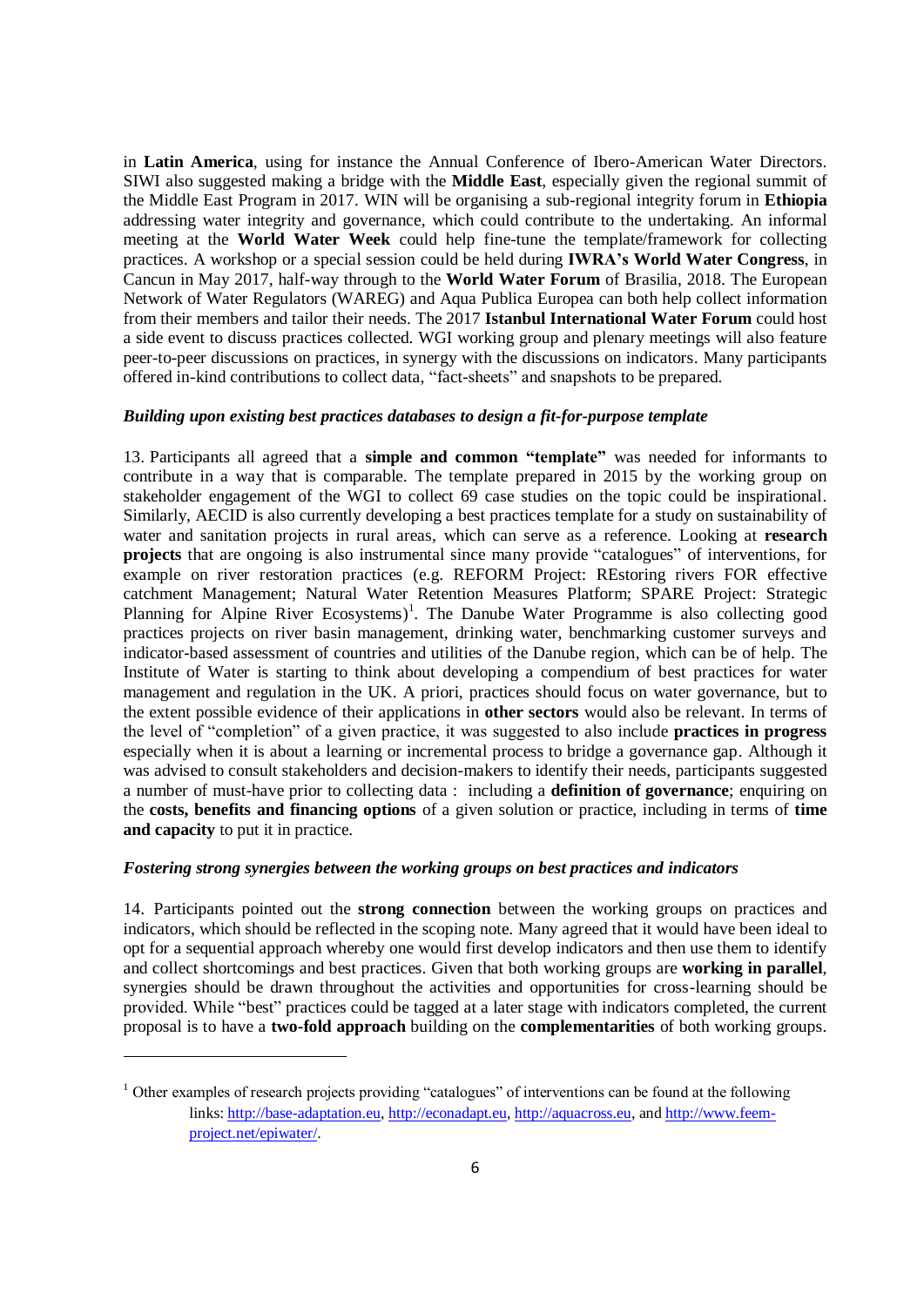in **Latin America**, using for instance the Annual Conference of Ibero-American Water Directors. SIWI also suggested making a bridge with the **Middle East**, especially given the regional summit of the Middle East Program in 2017. WIN will be organising a sub-regional integrity forum in **Ethiopia** addressing water integrity and governance, which could contribute to the undertaking. An informal meeting at the **World Water Week** could help fine-tune the template/framework for collecting practices. A workshop or a special session could be held during **IWRA's World Water Congress**, in Cancun in May 2017, half-way through to the **World Water Forum** of Brasilia, 2018. The European Network of Water Regulators (WAREG) and Aqua Publica Europea can both help collect information from their members and tailor their needs. The 2017 **Istanbul International Water Forum** could host a side event to discuss practices collected. WGI working group and plenary meetings will also feature peer-to-peer discussions on practices, in synergy with the discussions on indicators. Many participants offered in-kind contributions to collect data, "fact-sheets" and snapshots to be prepared.

***Building upon existing best practices databases to design a fit-for-purpose template***

13. Participants all agreed that a **simple and common "template"** was needed for informants to contribute in a way that is comparable. The template prepared in 2015 by the working group on stakeholder engagement of the WGI to collect 69 case studies on the topic could be inspirational. Similarly, AECID is also currently developing a best practices template for a study on sustainability of water and sanitation projects in rural areas, which can serve as a reference. Looking at **research projects** that are ongoing is also instrumental since many provide "catalogues" of interventions, for example on river restoration practices (e.g. REFORM Project: REstoring rivers FOR effective catchment Management; Natural Water Retention Measures Platform; SPARE Project: Strategic Planning for Alpine River Ecosystems)[1]. The Danube Water Programme is also collecting good practices projects on river basin management, drinking water, benchmarking customer surveys and indicator-based assessment of countries and utilities of the Danube region, which can be of help. The Institute of Water is starting to think about developing a compendium of best practices for water management and regulation in the UK. A priori, practices should focus on water governance, but to the extent possible evidence of their applications in **other sectors** would also be relevant. In terms of the level of "completion" of a given practice, it was suggested to also include **practices in progress** especially when it is about a learning or incremental process to bridge a governance gap. Although it was advised to consult stakeholders and decision-makers to identify their needs, participants suggested a number of must-have prior to collecting data : including a **definition of governance**; enquiring on the **costs, benefits and financing options** of a given solution or practice, including in terms of **time and capacity** to put it in practice.

***Fostering strong synergies between the working groups on best practices and indicators***

14. Participants pointed out the **strong connection** between the working groups on practices and indicators, which should be reflected in the scoping note. Many agreed that it would have been ideal to opt for a sequential approach whereby one would first develop indicators and then use them to identify and collect shortcomings and best practices. Given that both working groups are **working in parallel**, synergies should be drawn throughout the activities and opportunities for cross-learning should be provided. While "best" practices could be tagged at a later stage with indicators completed, the current proposal is to have a **two-fold approach** building on the **complementarities** of both working groups.

[1] Other examples of research projects providing "catalogues" of interventions can be found at the following links: http://base-adaptation.eu, http://econadapt.eu, http://aquacross.eu, and http://www.feem-project.net/epiwater/.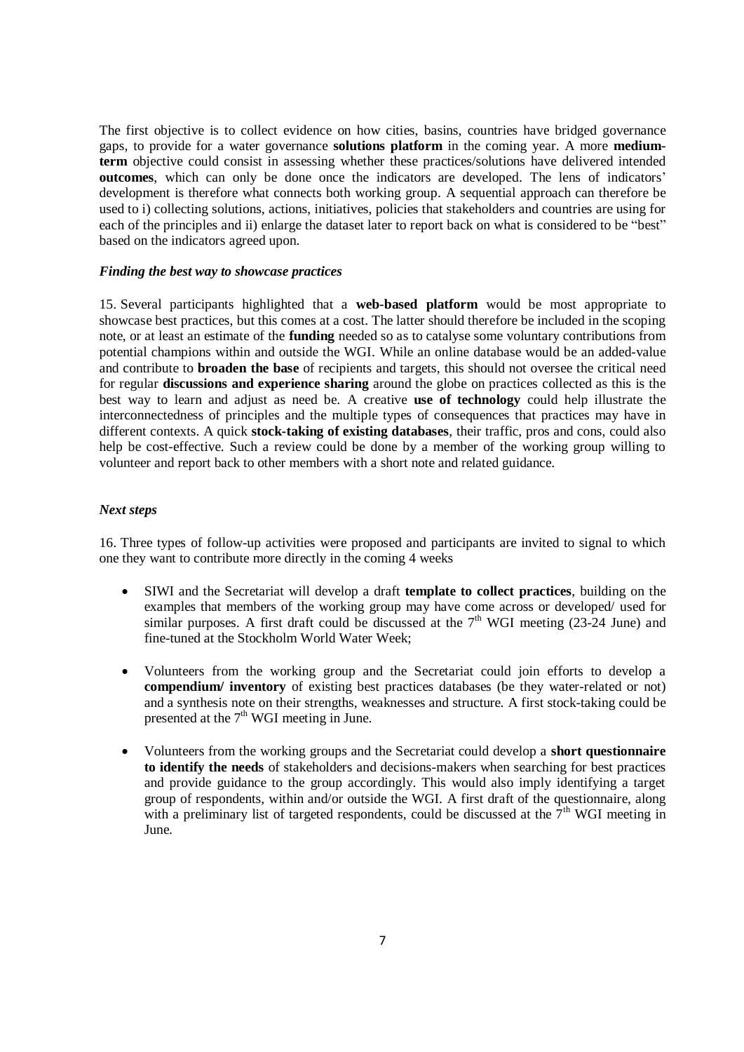The first objective is to collect evidence on how cities, basins, countries have bridged governance gaps, to provide for a water governance **solutions platform** in the coming year. A more **medium-term** objective could consist in assessing whether these practices/solutions have delivered intended **outcomes**, which can only be done once the indicators are developed. The lens of indicators' development is therefore what connects both working group. A sequential approach can therefore be used to i) collecting solutions, actions, initiatives, policies that stakeholders and countries are using for each of the principles and ii) enlarge the dataset later to report back on what is considered to be "best" based on the indicators agreed upon.

***Finding the best way to showcase practices***

15. Several participants highlighted that a **web-based platform** would be most appropriate to showcase best practices, but this comes at a cost. The latter should therefore be included in the scoping note, or at least an estimate of the **funding** needed so as to catalyse some voluntary contributions from potential champions within and outside the WGI. While an online database would be an added-value and contribute to **broaden the base** of recipients and targets, this should not oversee the critical need for regular **discussions and experience sharing** around the globe on practices collected as this is the best way to learn and adjust as need be. A creative **use of technology** could help illustrate the interconnectedness of principles and the multiple types of consequences that practices may have in different contexts. A quick **stock-taking of existing databases**, their traffic, pros and cons, could also help be cost-effective. Such a review could be done by a member of the working group willing to volunteer and report back to other members with a short note and related guidance.

***Next steps***

16. Three types of follow-up activities were proposed and participants are invited to signal to which one they want to contribute more directly in the coming 4 weeks

- SIWI and the Secretariat will develop a draft **template to collect practices**, building on the examples that members of the working group may have come across or developed/ used for similar purposes. A first draft could be discussed at the 7th WGI meeting (23-24 June) and fine-tuned at the Stockholm World Water Week;

- Volunteers from the working group and the Secretariat could join efforts to develop a **compendium/ inventory** of existing best practices databases (be they water-related or not) and a synthesis note on their strengths, weaknesses and structure. A first stock-taking could be presented at the 7th WGI meeting in June.

- Volunteers from the working groups and the Secretariat could develop a **short questionnaire to identify the needs** of stakeholders and decisions-makers when searching for best practices and provide guidance to the group accordingly. This would also imply identifying a target group of respondents, within and/or outside the WGI. A first draft of the questionnaire, along with a preliminary list of targeted respondents, could be discussed at the 7th WGI meeting in June.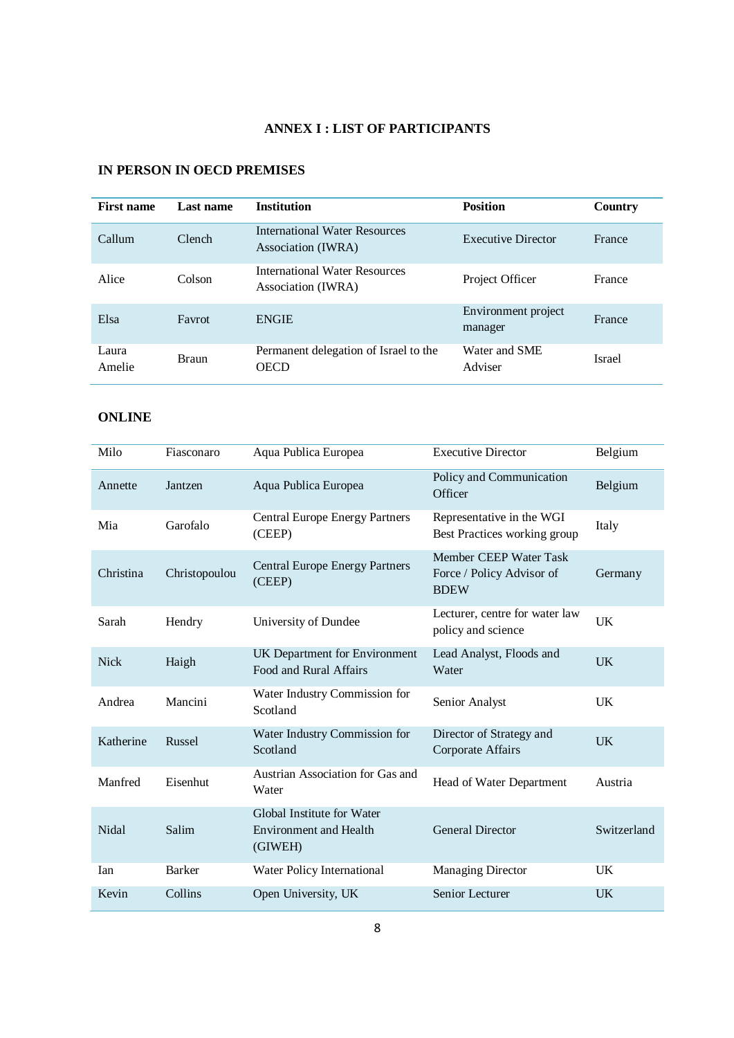# ANNEX I : LIST OF PARTICIPANTS

## IN PERSON IN OECD PREMISES

| First name | Last name | Institution | Position | Country |
|---|---|---|---|---|
| Callum | Clench | International Water Resources Association (IWRA) | Executive Director | France |
| Alice | Colson | International Water Resources Association (IWRA) | Project Officer | France |
| Elsa | Favrot | ENGIE | Environment project manager | France |
| Laura Amelie | Braun | Permanent delegation of Israel to the OECD | Water and SME Adviser | Israel |

## ONLINE

| First name | Last name | Institution | Position | Country |
|---|---|---|---|---|
| Milo | Fiasconaro | Aqua Publica Europea | Executive Director | Belgium |
| Annette | Jantzen | Aqua Publica Europea | Policy and Communication Officer | Belgium |
| Mia | Garofalo | Central Europe Energy Partners (CEEP) | Representative in the WGI Best Practices working group | Italy |
| Christina | Christopoulou | Central Europe Energy Partners (CEEP) | Member CEEP Water Task Force / Policy Advisor of BDEW | Germany |
| Sarah | Hendry | University of Dundee | Lecturer, centre for water law policy and science | UK |
| Nick | Haigh | UK Department for Environment Food and Rural Affairs | Lead Analyst, Floods and Water | UK |
| Andrea | Mancini | Water Industry Commission for Scotland | Senior Analyst | UK |
| Katherine | Russel | Water Industry Commission for Scotland | Director of Strategy and Corporate Affairs | UK |
| Manfred | Eisenhut | Austrian Association for Gas and Water | Head of Water Department | Austria |
| Nidal | Salim | Global Institute for Water Environment and Health (GIWEH) | General Director | Switzerland |
| Ian | Barker | Water Policy International | Managing Director | UK |
| Kevin | Collins | Open University, UK | Senior Lecturer | UK |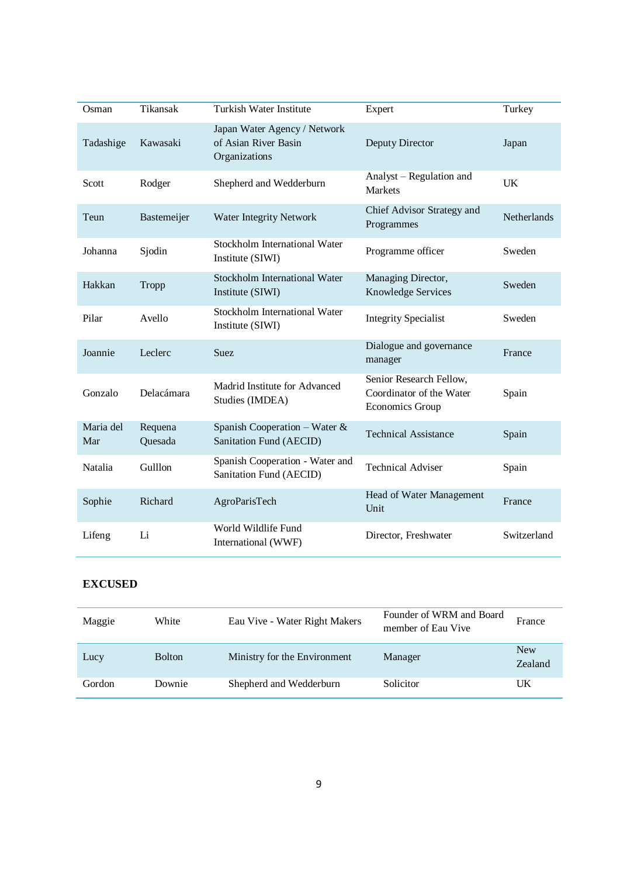| Osman | Tikansak | Turkish Water Institute | Expert | Turkey |
|---|---|---|---|---|
| Tadashige | Kawasaki | Japan Water Agency / Network of Asian River Basin Organizations | Deputy Director | Japan |
| Scott | Rodger | Shepherd and Wedderburn | Analyst – Regulation and Markets | UK |
| Teun | Bastemeijer | Water Integrity Network | Chief Advisor Strategy and Programmes | Netherlands |
| Johanna | Sjodin | Stockholm International Water Institute (SIWI) | Programme officer | Sweden |
| Hakkan | Tropp | Stockholm International Water Institute (SIWI) | Managing Director, Knowledge Services | Sweden |
| Pilar | Avello | Stockholm International Water Institute (SIWI) | Integrity Specialist | Sweden |
| Joannie | Leclerc | Suez | Dialogue and governance manager | France |
| Gonzalo | Delacámara | Madrid Institute for Advanced Studies (IMDEA) | Senior Research Fellow, Coordinator of the Water Economics Group | Spain |
| Maria del Mar | Requena Quesada | Spanish Cooperation – Water & Sanitation Fund (AECID) | Technical Assistance | Spain |
| Natalia | Gulllon | Spanish Cooperation - Water and Sanitation Fund (AECID) | Technical Adviser | Spain |
| Sophie | Richard | AgroParisTech | Head of Water Management Unit | France |
| Lifeng | Li | World Wildlife Fund International (WWF) | Director, Freshwater | Switzerland |

**EXCUSED**

| Maggie | White | Eau Vive - Water Right Makers | Founder of WRM and Board member of Eau Vive | France |
|---|---|---|---|---|
| Lucy | Bolton | Ministry for the Environment | Manager | New Zealand |
| Gordon | Downie | Shepherd and Wedderburn | Solicitor | UK |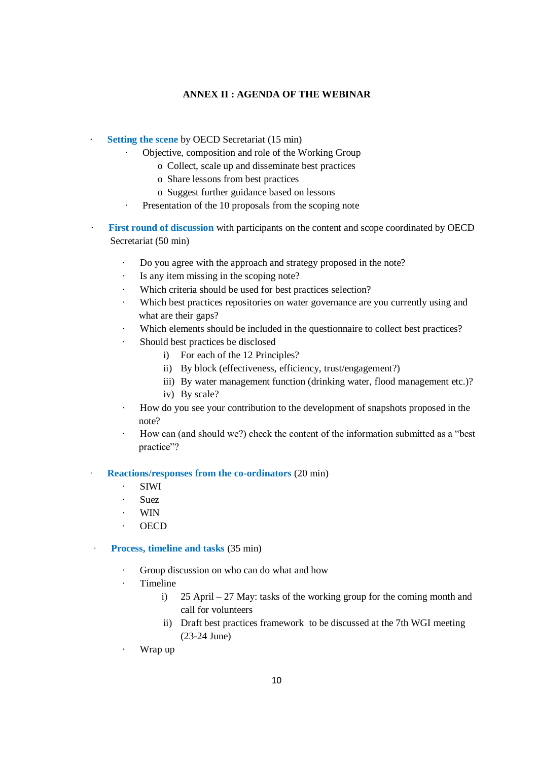# ANNEX II : AGENDA OF THE WEBINAR

- **Setting the scene** by OECD Secretariat (15 min)
  - Objective, composition and role of the Working Group
    - Collect, scale up and disseminate best practices
    - Share lessons from best practices
    - Suggest further guidance based on lessons
  - Presentation of the 10 proposals from the scoping note

- **First round of discussion** with participants on the content and scope coordinated by OECD Secretariat (50 min)

  - Do you agree with the approach and strategy proposed in the note?
  - Is any item missing in the scoping note?
  - Which criteria should be used for best practices selection?
  - Which best practices repositories on water governance are you currently using and what are their gaps?
  - Which elements should be included in the questionnaire to collect best practices?
  - Should best practices be disclosed
    - i) For each of the 12 Principles?
    - ii) By block (effectiveness, efficiency, trust/engagement?)
    - iii) By water management function (drinking water, flood management etc.)?
    - iv) By scale?
  - How do you see your contribution to the development of snapshots proposed in the note?
  - How can (and should we?) check the content of the information submitted as a "best practice"?

- **Reactions/responses from the co-ordinators** (20 min)
  - SIWI
  - Suez
  - WIN
  - OECD

- **Process, timeline and tasks** (35 min)

  - Group discussion on who can do what and how
  - Timeline
    - i) 25 April – 27 May: tasks of the working group for the coming month and call for volunteers
    - ii) Draft best practices framework to be discussed at the 7th WGI meeting (23-24 June)
  - Wrap up